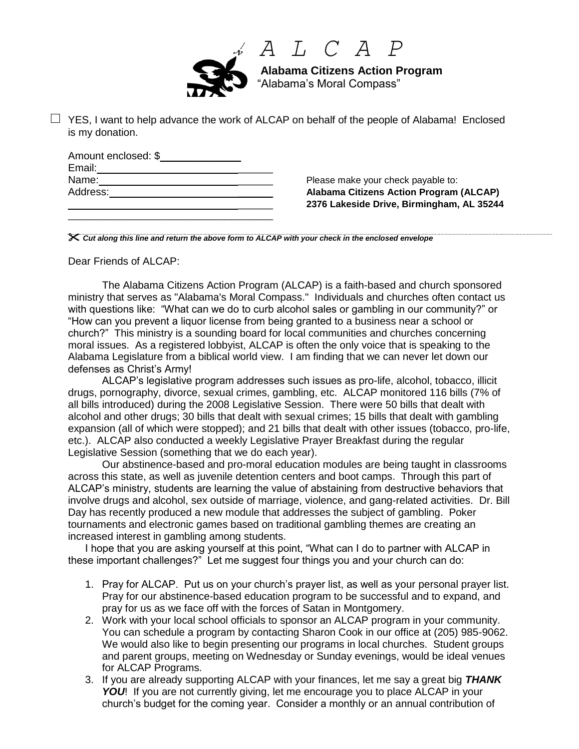# A L C A P

**Alabama Citizens Action Program**
"Alabama's Moral Compass"

☐ YES, I want to help advance the work of ALCAP on behalf of the people of Alabama! Enclosed is my donation.

Amount enclosed: $______________
Email:_________________________________
Name:_________________________________
Address:_______________________________
______________________________________
______________________________________

Please make your check payable to:
**Alabama Citizens Action Program (ALCAP)**
**2376 Lakeside Drive, Birmingham, AL 35244**

✂ ***Cut along this line and return the above form to ALCAP with your check in the enclosed envelope***

Dear Friends of ALCAP:

The Alabama Citizens Action Program (ALCAP) is a faith-based and church sponsored ministry that serves as "Alabama's Moral Compass." Individuals and churches often contact us with questions like: "What can we do to curb alcohol sales or gambling in our community?" or "How can you prevent a liquor license from being granted to a business near a school or church?" This ministry is a sounding board for local communities and churches concerning moral issues. As a registered lobbyist, ALCAP is often the only voice that is speaking to the Alabama Legislature from a biblical world view. I am finding that we can never let down our defenses as Christ's Army!

ALCAP's legislative program addresses such issues as pro-life, alcohol, tobacco, illicit drugs, pornography, divorce, sexual crimes, gambling, etc. ALCAP monitored 116 bills (7% of all bills introduced) during the 2008 Legislative Session. There were 50 bills that dealt with alcohol and other drugs; 30 bills that dealt with sexual crimes; 15 bills that dealt with gambling expansion (all of which were stopped); and 21 bills that dealt with other issues (tobacco, pro-life, etc.). ALCAP also conducted a weekly Legislative Prayer Breakfast during the regular Legislative Session (something that we do each year).

Our abstinence-based and pro-moral education modules are being taught in classrooms across this state, as well as juvenile detention centers and boot camps. Through this part of ALCAP's ministry, students are learning the value of abstaining from destructive behaviors that involve drugs and alcohol, sex outside of marriage, violence, and gang-related activities. Dr. Bill Day has recently produced a new module that addresses the subject of gambling. Poker tournaments and electronic games based on traditional gambling themes are creating an increased interest in gambling among students.

I hope that you are asking yourself at this point, "What can I do to partner with ALCAP in these important challenges?" Let me suggest four things you and your church can do:

1. Pray for ALCAP. Put us on your church's prayer list, as well as your personal prayer list. Pray for our abstinence-based education program to be successful and to expand, and pray for us as we face off with the forces of Satan in Montgomery.
2. Work with your local school officials to sponsor an ALCAP program in your community. You can schedule a program by contacting Sharon Cook in our office at (205) 985-9062. We would also like to begin presenting our programs in local churches. Student groups and parent groups, meeting on Wednesday or Sunday evenings, would be ideal venues for ALCAP Programs.
3. If you are already supporting ALCAP with your finances, let me say a great big ***THANK YOU***! If you are not currently giving, let me encourage you to place ALCAP in your church's budget for the coming year. Consider a monthly or an annual contribution of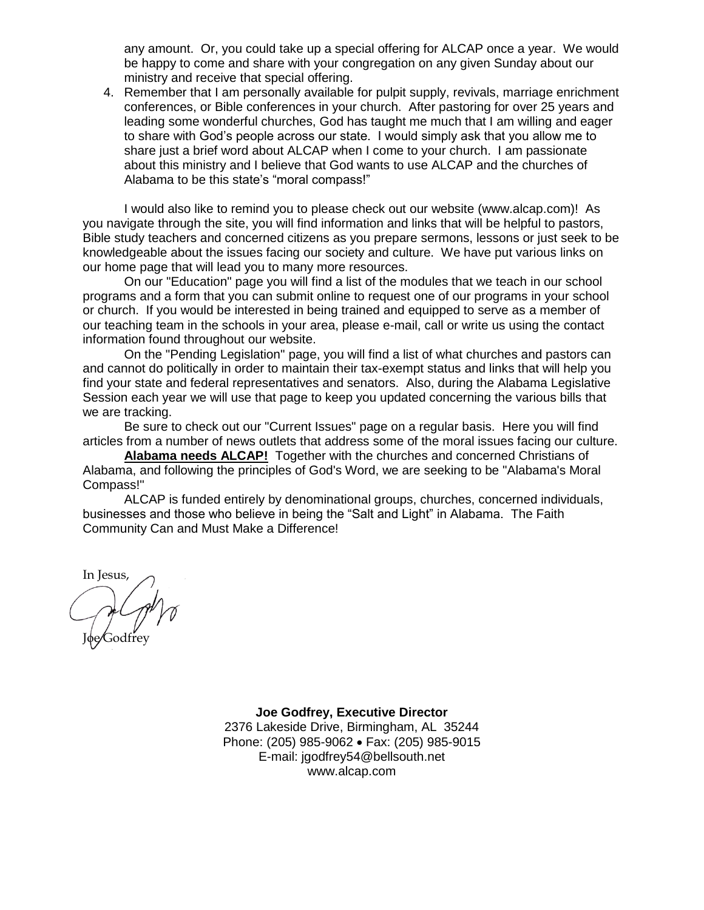any amount. Or, you could take up a special offering for ALCAP once a year. We would be happy to come and share with your congregation on any given Sunday about our ministry and receive that special offering.

4. Remember that I am personally available for pulpit supply, revivals, marriage enrichment conferences, or Bible conferences in your church. After pastoring for over 25 years and leading some wonderful churches, God has taught me much that I am willing and eager to share with God's people across our state. I would simply ask that you allow me to share just a brief word about ALCAP when I come to your church. I am passionate about this ministry and I believe that God wants to use ALCAP and the churches of Alabama to be this state's "moral compass!"

I would also like to remind you to please check out our website (www.alcap.com)! As you navigate through the site, you will find information and links that will be helpful to pastors, Bible study teachers and concerned citizens as you prepare sermons, lessons or just seek to be knowledgeable about the issues facing our society and culture. We have put various links on our home page that will lead you to many more resources.

On our "Education" page you will find a list of the modules that we teach in our school programs and a form that you can submit online to request one of our programs in your school or church. If you would be interested in being trained and equipped to serve as a member of our teaching team in the schools in your area, please e-mail, call or write us using the contact information found throughout our website.

On the "Pending Legislation" page, you will find a list of what churches and pastors can and cannot do politically in order to maintain their tax-exempt status and links that will help you find your state and federal representatives and senators. Also, during the Alabama Legislative Session each year we will use that page to keep you updated concerning the various bills that we are tracking.

Be sure to check out our "Current Issues" page on a regular basis. Here you will find articles from a number of news outlets that address some of the moral issues facing our culture.

**Alabama needs ALCAP!** Together with the churches and concerned Christians of Alabama, and following the principles of God's Word, we are seeking to be "Alabama's Moral Compass!"

ALCAP is funded entirely by denominational groups, churches, concerned individuals, businesses and those who believe in being the "Salt and Light" in Alabama. The Faith Community Can and Must Make a Difference!

In Jesus,

Joe Godfrey

**Joe Godfrey, Executive Director**
2376 Lakeside Drive, Birmingham, AL 35244
Phone: (205) 985-9062 • Fax: (205) 985-9015
E-mail: jgodfrey54@bellsouth.net
www.alcap.com